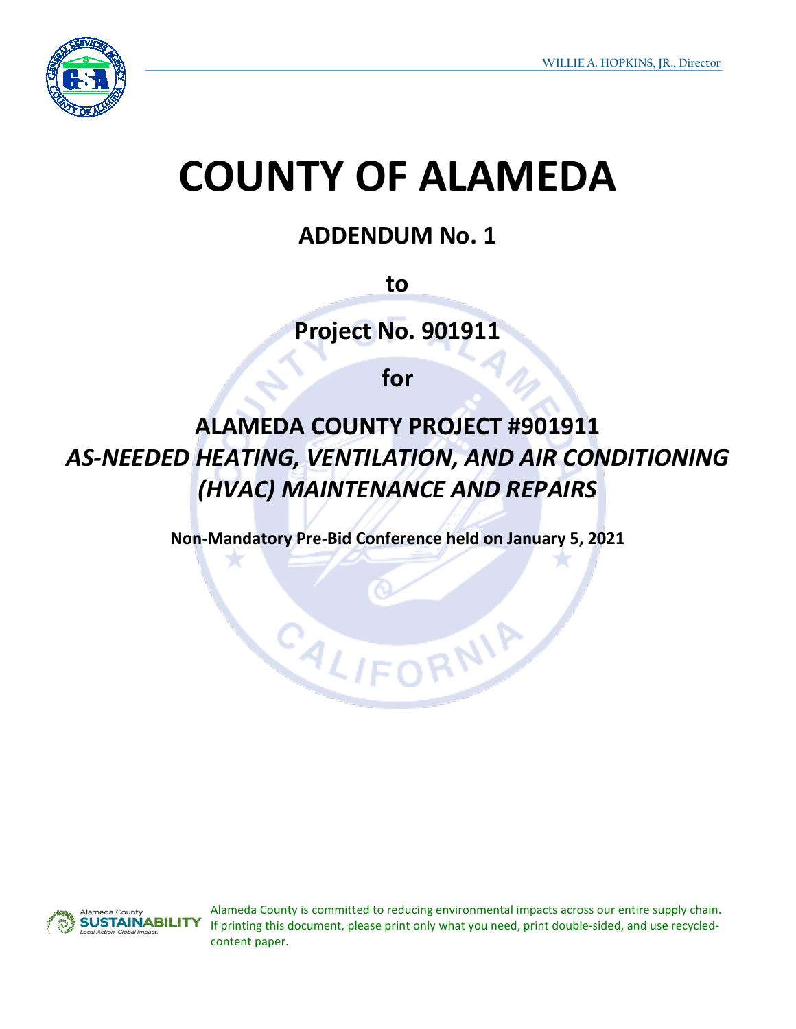WILLIE A. HOPKINS, JR., Director

# COUNTY OF ALAMEDA

## ADDENDUM No. 1

**to**

## Project No. 901911

**for**

## ALAMEDA COUNTY PROJECT #901911
## *AS-NEEDED HEATING, VENTILATION, AND AIR CONDITIONING (HVAC) MAINTENANCE AND REPAIRS*

**Non-Mandatory Pre-Bid Conference held on January 5, 2021**

Alameda County is committed to reducing environmental impacts across our entire supply chain. If printing this document, please print only what you need, print double-sided, and use recycled-content paper.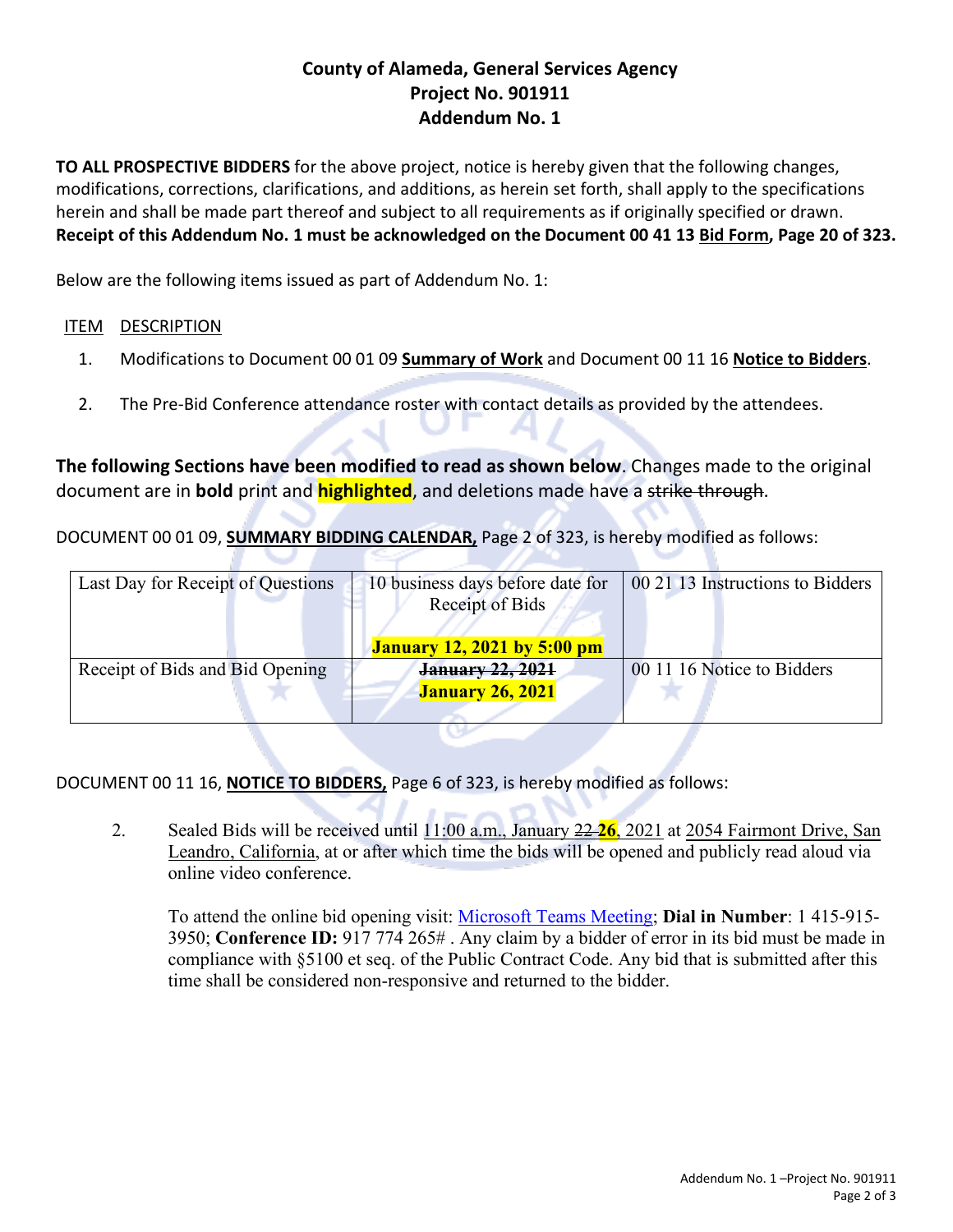# County of Alameda, General Services Agency
## Project No. 901911
## Addendum No. 1

**TO ALL PROSPECTIVE BIDDERS** for the above project, notice is hereby given that the following changes, modifications, corrections, clarifications, and additions, as herein set forth, shall apply to the specifications herein and shall be made part thereof and subject to all requirements as if originally specified or drawn. **Receipt of this Addendum No. 1 must be acknowledged on the Document 00 41 13 Bid Form, Page 20 of 323.**

Below are the following items issued as part of Addendum No. 1:

ITEM DESCRIPTION

1. Modifications to Document 00 01 09 **Summary of Work** and Document 00 11 16 **Notice to Bidders**.
2. The Pre-Bid Conference attendance roster with contact details as provided by the attendees.

**The following Sections have been modified to read as shown below**. Changes made to the original document are in **bold** print and **highlighted**, and deletions made have a ~~strike through~~.

DOCUMENT 00 01 09, **SUMMARY BIDDING CALENDAR,** Page 2 of 323, is hereby modified as follows:

| Last Day for Receipt of Questions | 10 business days before date for Receipt of Bids<br><br>**January 12, 2021 by 5:00 pm** | 00 21 13 Instructions to Bidders |
|---|---|---|
| Receipt of Bids and Bid Opening | ~~**January 22, 2021**~~<br>**January 26, 2021** | 00 11 16 Notice to Bidders |

DOCUMENT 00 11 16, **NOTICE TO BIDDERS,** Page 6 of 323, is hereby modified as follows:

2. Sealed Bids will be received until 11:00 a.m., January ~~22~~ **26**, 2021 at 2054 Fairmont Drive, San Leandro, California, at or after which time the bids will be opened and publicly read aloud via online video conference.

   To attend the online bid opening visit: Microsoft Teams Meeting; **Dial in Number**: 1 415-915-3950; **Conference ID:** 917 774 265# . Any claim by a bidder of error in its bid must be made in compliance with §5100 et seq. of the Public Contract Code. Any bid that is submitted after this time shall be considered non-responsive and returned to the bidder.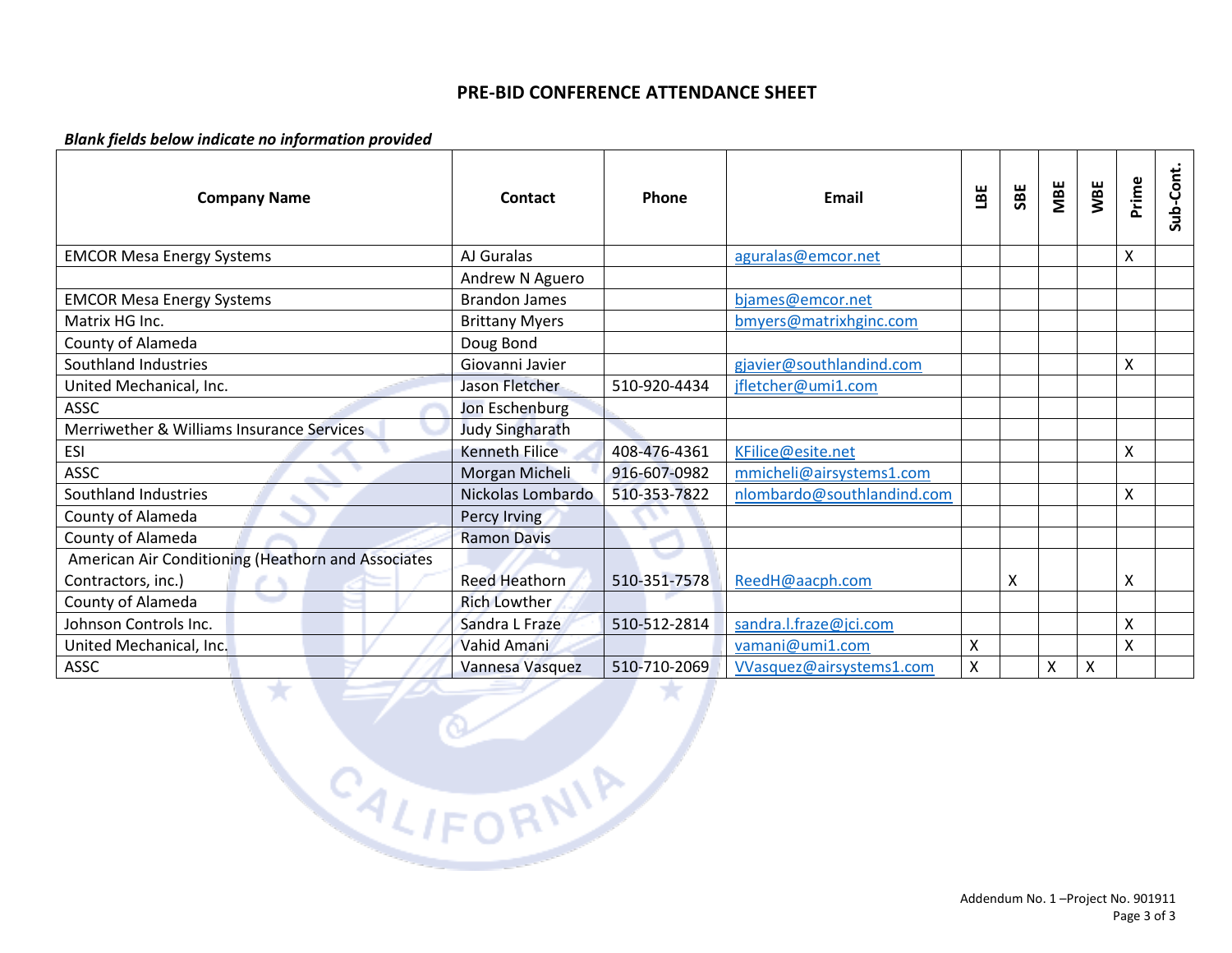## PRE-BID CONFERENCE ATTENDANCE SHEET

***Blank fields below indicate no information provided***

| Company Name | Contact | Phone | Email | LBE | SBE | MBE | WBE | Prime | Sub-Cont. |
|---|---|---|---|---|---|---|---|---|---|
| EMCOR Mesa Energy Systems | AJ Guralas | | aguralas@emcor.net | | | | | X | |
| | Andrew N Aguero | | | | | | | | |
| EMCOR Mesa Energy Systems | Brandon James | | bjames@emcor.net | | | | | | |
| Matrix HG Inc. | Brittany Myers | | bmyers@matrixhginc.com | | | | | | |
| County of Alameda | Doug Bond | | | | | | | | |
| Southland Industries | Giovanni Javier | | gjavier@southlandind.com | | | | | X | |
| United Mechanical, Inc. | Jason Fletcher | 510-920-4434 | jfletcher@umi1.com | | | | | | |
| ASSC | Jon Eschenburg | | | | | | | | |
| Merriwether & Williams Insurance Services | Judy Singharath | | | | | | | | |
| ESI | Kenneth Filice | 408-476-4361 | KFilice@esite.net | | | | | X | |
| ASSC | Morgan Micheli | 916-607-0982 | mmicheli@airsystems1.com | | | | | | |
| Southland Industries | Nickolas Lombardo | 510-353-7822 | nlombardo@southlandind.com | | | | | X | |
| County of Alameda | Percy Irving | | | | | | | | |
| County of Alameda | Ramon Davis | | | | | | | | |
| American Air Conditioning (Heathorn and Associates Contractors, inc.) | Reed Heathorn | 510-351-7578 | ReedH@aacph.com | | X | | | X | |
| County of Alameda | Rich Lowther | | | | | | | | |
| Johnson Controls Inc. | Sandra L Fraze | 510-512-2814 | sandra.l.fraze@jci.com | | | | | X | |
| United Mechanical, Inc. | Vahid Amani | | vamani@umi1.com | X | | | | X | |
| ASSC | Vannesa Vasquez | 510-710-2069 | VVasquez@airsystems1.com | X | | X | X | | |

Addendum No. 1 –Project No. 901911